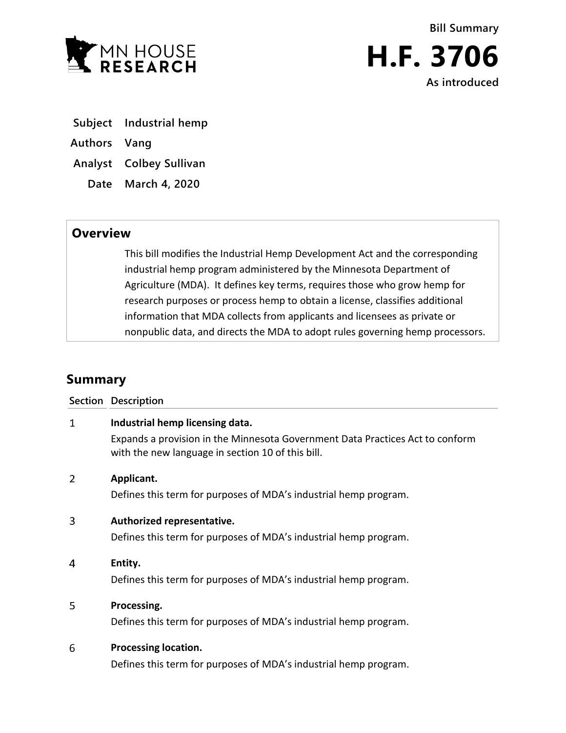MN HOUSE RESEARCH

**Bill Summary**

# H.F. 3706

**As introduced**

| | |
|---|---|
| **Subject** | **Industrial hemp** |
| **Authors** | **Vang** |
| **Analyst** | **Colbey Sullivan** |
| **Date** | **March 4, 2020** |

## Overview

This bill modifies the Industrial Hemp Development Act and the corresponding industrial hemp program administered by the Minnesota Department of Agriculture (MDA). It defines key terms, requires those who grow hemp for research purposes or process hemp to obtain a license, classifies additional information that MDA collects from applicants and licensees as private or nonpublic data, and directs the MDA to adopt rules governing hemp processors.

## Summary

| Section | Description |
|---|---|
| 1 | **Industrial hemp licensing data.**<br>Expands a provision in the Minnesota Government Data Practices Act to conform with the new language in section 10 of this bill. |
| 2 | **Applicant.**<br>Defines this term for purposes of MDA's industrial hemp program. |
| 3 | **Authorized representative.**<br>Defines this term for purposes of MDA's industrial hemp program. |
| 4 | **Entity.**<br>Defines this term for purposes of MDA's industrial hemp program. |
| 5 | **Processing.**<br>Defines this term for purposes of MDA's industrial hemp program. |
| 6 | **Processing location.**<br>Defines this term for purposes of MDA's industrial hemp program. |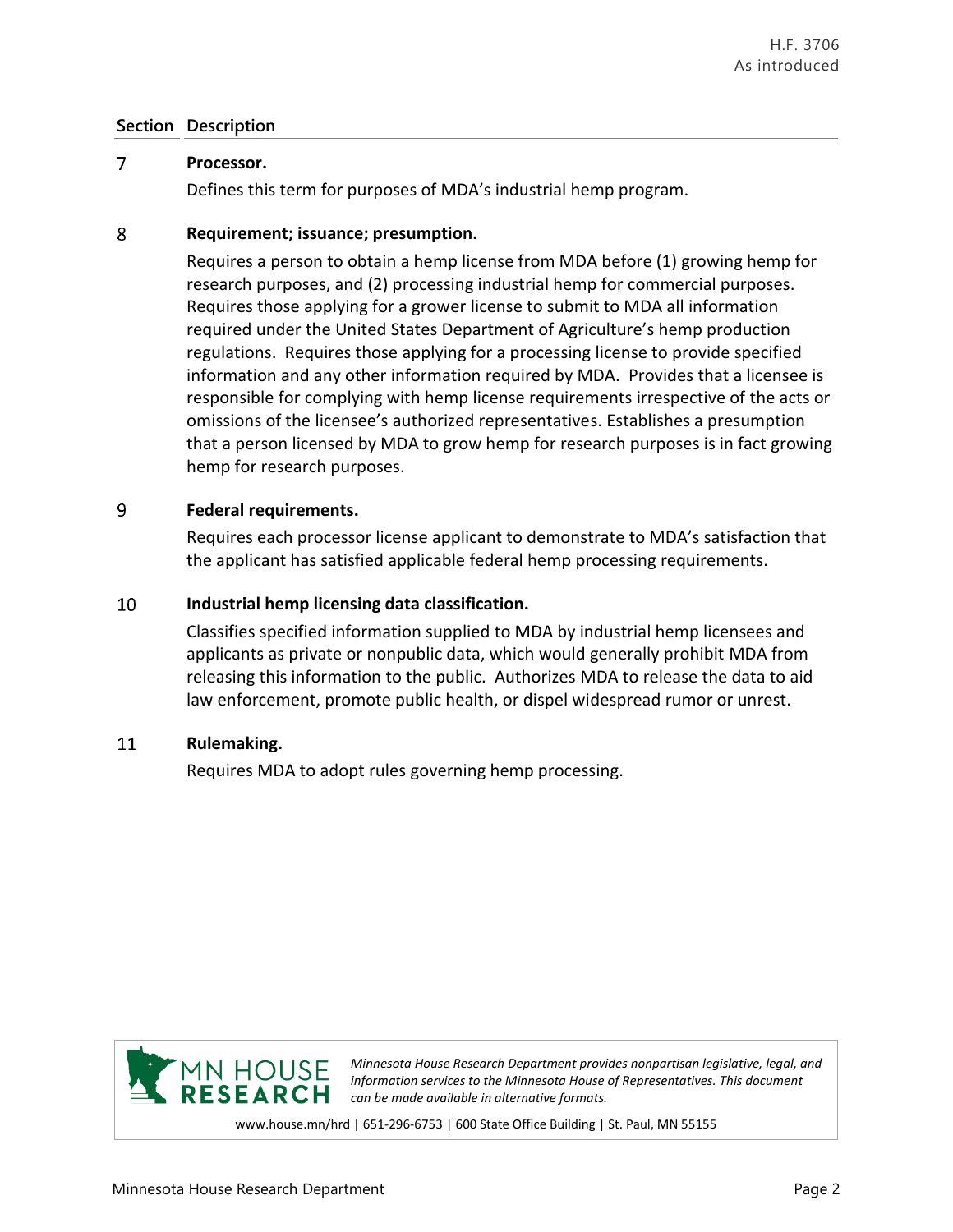| Section | Description |
|---|---|
| 7 | **Processor.**<br>Defines this term for purposes of MDA's industrial hemp program. |
| 8 | **Requirement; issuance; presumption.**<br>Requires a person to obtain a hemp license from MDA before (1) growing hemp for research purposes, and (2) processing industrial hemp for commercial purposes. Requires those applying for a grower license to submit to MDA all information required under the United States Department of Agriculture's hemp production regulations. Requires those applying for a processing license to provide specified information and any other information required by MDA. Provides that a licensee is responsible for complying with hemp license requirements irrespective of the acts or omissions of the licensee's authorized representatives. Establishes a presumption that a person licensed by MDA to grow hemp for research purposes is in fact growing hemp for research purposes. |
| 9 | **Federal requirements.**<br>Requires each processor license applicant to demonstrate to MDA's satisfaction that the applicant has satisfied applicable federal hemp processing requirements. |
| 10 | **Industrial hemp licensing data classification.**<br>Classifies specified information supplied to MDA by industrial hemp licensees and applicants as private or nonpublic data, which would generally prohibit MDA from releasing this information to the public. Authorizes MDA to release the data to aid law enforcement, promote public health, or dispel widespread rumor or unrest. |
| 11 | **Rulemaking.**<br>Requires MDA to adopt rules governing hemp processing. |

MN HOUSE RESEARCH

*Minnesota House Research Department provides nonpartisan legislative, legal, and information services to the Minnesota House of Representatives. This document can be made available in alternative formats.*

www.house.mn/hrd | 651-296-6753 | 600 State Office Building | St. Paul, MN 55155